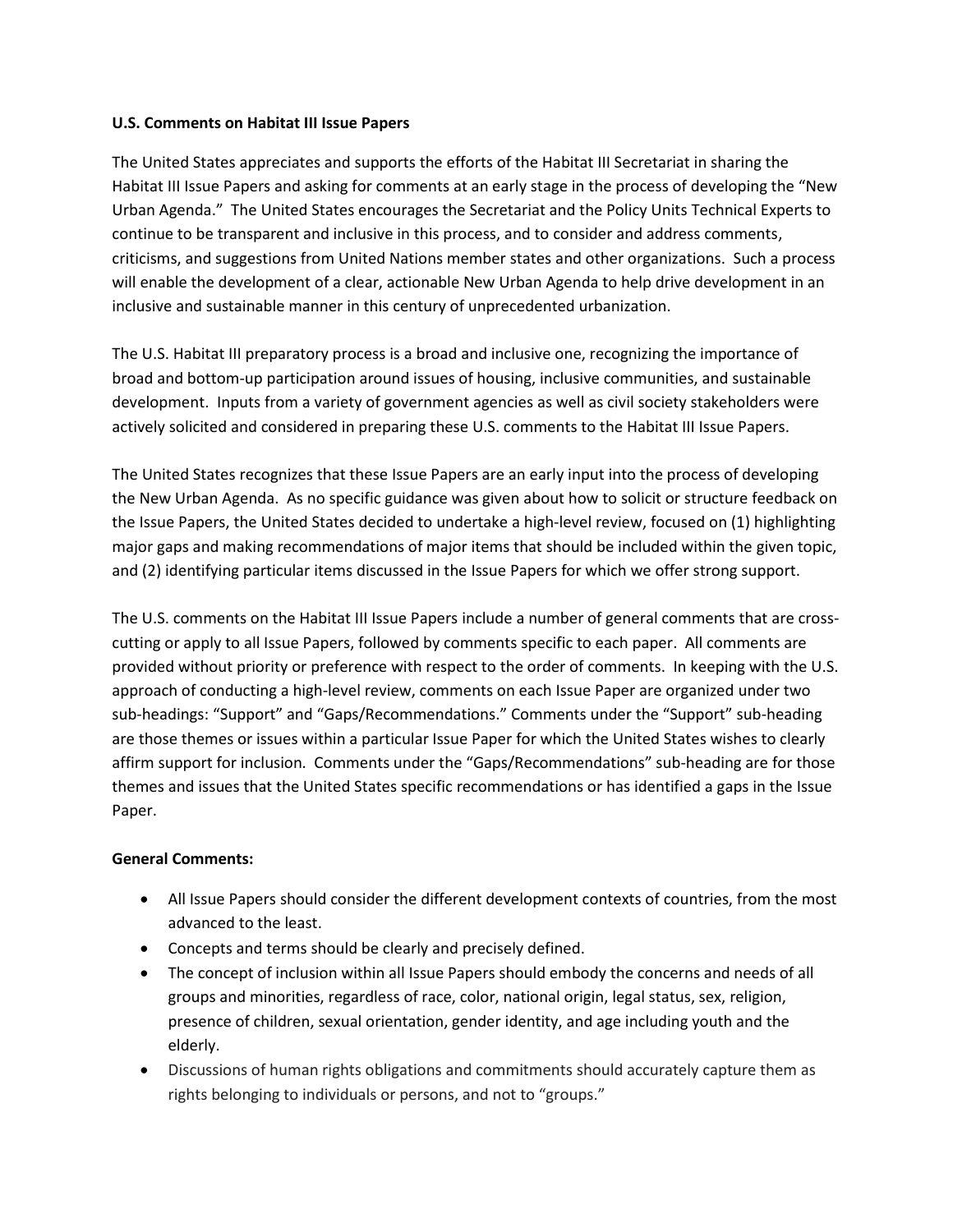**U.S. Comments on Habitat III Issue Papers**

The United States appreciates and supports the efforts of the Habitat III Secretariat in sharing the Habitat III Issue Papers and asking for comments at an early stage in the process of developing the "New Urban Agenda." The United States encourages the Secretariat and the Policy Units Technical Experts to continue to be transparent and inclusive in this process, and to consider and address comments, criticisms, and suggestions from United Nations member states and other organizations. Such a process will enable the development of a clear, actionable New Urban Agenda to help drive development in an inclusive and sustainable manner in this century of unprecedented urbanization.

The U.S. Habitat III preparatory process is a broad and inclusive one, recognizing the importance of broad and bottom-up participation around issues of housing, inclusive communities, and sustainable development. Inputs from a variety of government agencies as well as civil society stakeholders were actively solicited and considered in preparing these U.S. comments to the Habitat III Issue Papers.

The United States recognizes that these Issue Papers are an early input into the process of developing the New Urban Agenda. As no specific guidance was given about how to solicit or structure feedback on the Issue Papers, the United States decided to undertake a high-level review, focused on (1) highlighting major gaps and making recommendations of major items that should be included within the given topic, and (2) identifying particular items discussed in the Issue Papers for which we offer strong support.

The U.S. comments on the Habitat III Issue Papers include a number of general comments that are cross-cutting or apply to all Issue Papers, followed by comments specific to each paper. All comments are provided without priority or preference with respect to the order of comments. In keeping with the U.S. approach of conducting a high-level review, comments on each Issue Paper are organized under two sub-headings: "Support" and "Gaps/Recommendations." Comments under the "Support" sub-heading are those themes or issues within a particular Issue Paper for which the United States wishes to clearly affirm support for inclusion. Comments under the "Gaps/Recommendations" sub-heading are for those themes and issues that the United States specific recommendations or has identified a gaps in the Issue Paper.

**General Comments:**

- All Issue Papers should consider the different development contexts of countries, from the most advanced to the least.
- Concepts and terms should be clearly and precisely defined.
- The concept of inclusion within all Issue Papers should embody the concerns and needs of all groups and minorities, regardless of race, color, national origin, legal status, sex, religion, presence of children, sexual orientation, gender identity, and age including youth and the elderly.
- Discussions of human rights obligations and commitments should accurately capture them as rights belonging to individuals or persons, and not to "groups."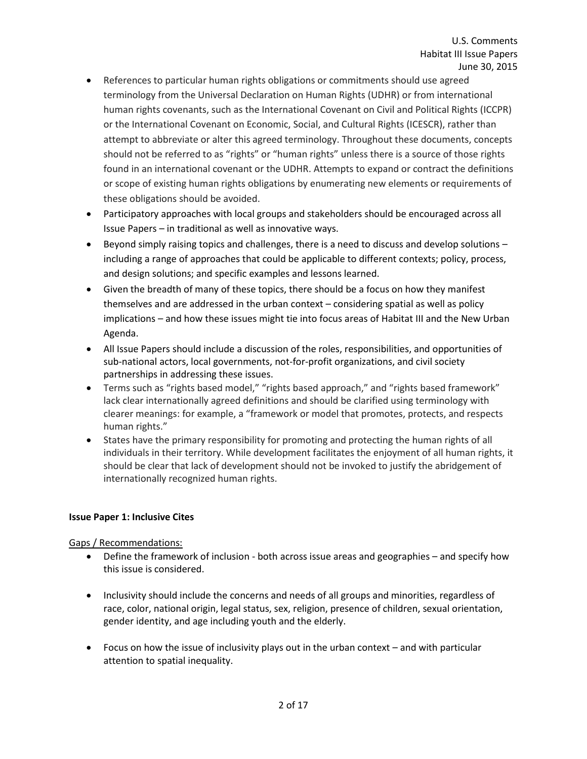- References to particular human rights obligations or commitments should use agreed terminology from the Universal Declaration on Human Rights (UDHR) or from international human rights covenants, such as the International Covenant on Civil and Political Rights (ICCPR) or the International Covenant on Economic, Social, and Cultural Rights (ICESCR), rather than attempt to abbreviate or alter this agreed terminology. Throughout these documents, concepts should not be referred to as "rights" or "human rights" unless there is a source of those rights found in an international covenant or the UDHR. Attempts to expand or contract the definitions or scope of existing human rights obligations by enumerating new elements or requirements of these obligations should be avoided.
- Participatory approaches with local groups and stakeholders should be encouraged across all Issue Papers – in traditional as well as innovative ways.
- Beyond simply raising topics and challenges, there is a need to discuss and develop solutions – including a range of approaches that could be applicable to different contexts; policy, process, and design solutions; and specific examples and lessons learned.
- Given the breadth of many of these topics, there should be a focus on how they manifest themselves and are addressed in the urban context – considering spatial as well as policy implications – and how these issues might tie into focus areas of Habitat III and the New Urban Agenda.
- All Issue Papers should include a discussion of the roles, responsibilities, and opportunities of sub-national actors, local governments, not-for-profit organizations, and civil society partnerships in addressing these issues.
- Terms such as "rights based model," "rights based approach," and "rights based framework" lack clear internationally agreed definitions and should be clarified using terminology with clearer meanings: for example, a "framework or model that promotes, protects, and respects human rights."
- States have the primary responsibility for promoting and protecting the human rights of all individuals in their territory. While development facilitates the enjoyment of all human rights, it should be clear that lack of development should not be invoked to justify the abridgement of internationally recognized human rights.

**Issue Paper 1: Inclusive Cites**

Gaps / Recommendations:

- Define the framework of inclusion - both across issue areas and geographies – and specify how this issue is considered.
- Inclusivity should include the concerns and needs of all groups and minorities, regardless of race, color, national origin, legal status, sex, religion, presence of children, sexual orientation, gender identity, and age including youth and the elderly.
- Focus on how the issue of inclusivity plays out in the urban context – and with particular attention to spatial inequality.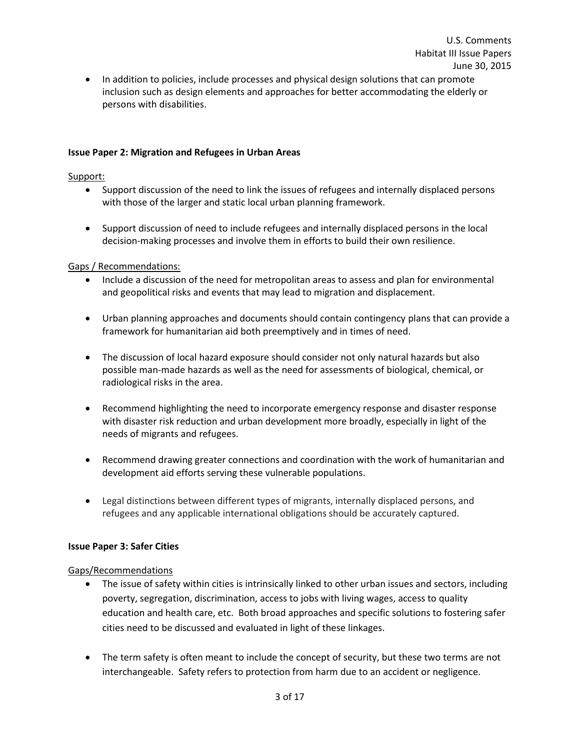- In addition to policies, include processes and physical design solutions that can promote inclusion such as design elements and approaches for better accommodating the elderly or persons with disabilities.

**Issue Paper 2: Migration and Refugees in Urban Areas**

Support:

- Support discussion of the need to link the issues of refugees and internally displaced persons with those of the larger and static local urban planning framework.
- Support discussion of need to include refugees and internally displaced persons in the local decision-making processes and involve them in efforts to build their own resilience.

Gaps / Recommendations:

- Include a discussion of the need for metropolitan areas to assess and plan for environmental and geopolitical risks and events that may lead to migration and displacement.
- Urban planning approaches and documents should contain contingency plans that can provide a framework for humanitarian aid both preemptively and in times of need.
- The discussion of local hazard exposure should consider not only natural hazards but also possible man-made hazards as well as the need for assessments of biological, chemical, or radiological risks in the area.
- Recommend highlighting the need to incorporate emergency response and disaster response with disaster risk reduction and urban development more broadly, especially in light of the needs of migrants and refugees.
- Recommend drawing greater connections and coordination with the work of humanitarian and development aid efforts serving these vulnerable populations.
- Legal distinctions between different types of migrants, internally displaced persons, and refugees and any applicable international obligations should be accurately captured.

**Issue Paper 3: Safer Cities**

Gaps/Recommendations

- The issue of safety within cities is intrinsically linked to other urban issues and sectors, including poverty, segregation, discrimination, access to jobs with living wages, access to quality education and health care, etc. Both broad approaches and specific solutions to fostering safer cities need to be discussed and evaluated in light of these linkages.
- The term safety is often meant to include the concept of security, but these two terms are not interchangeable. Safety refers to protection from harm due to an accident or negligence.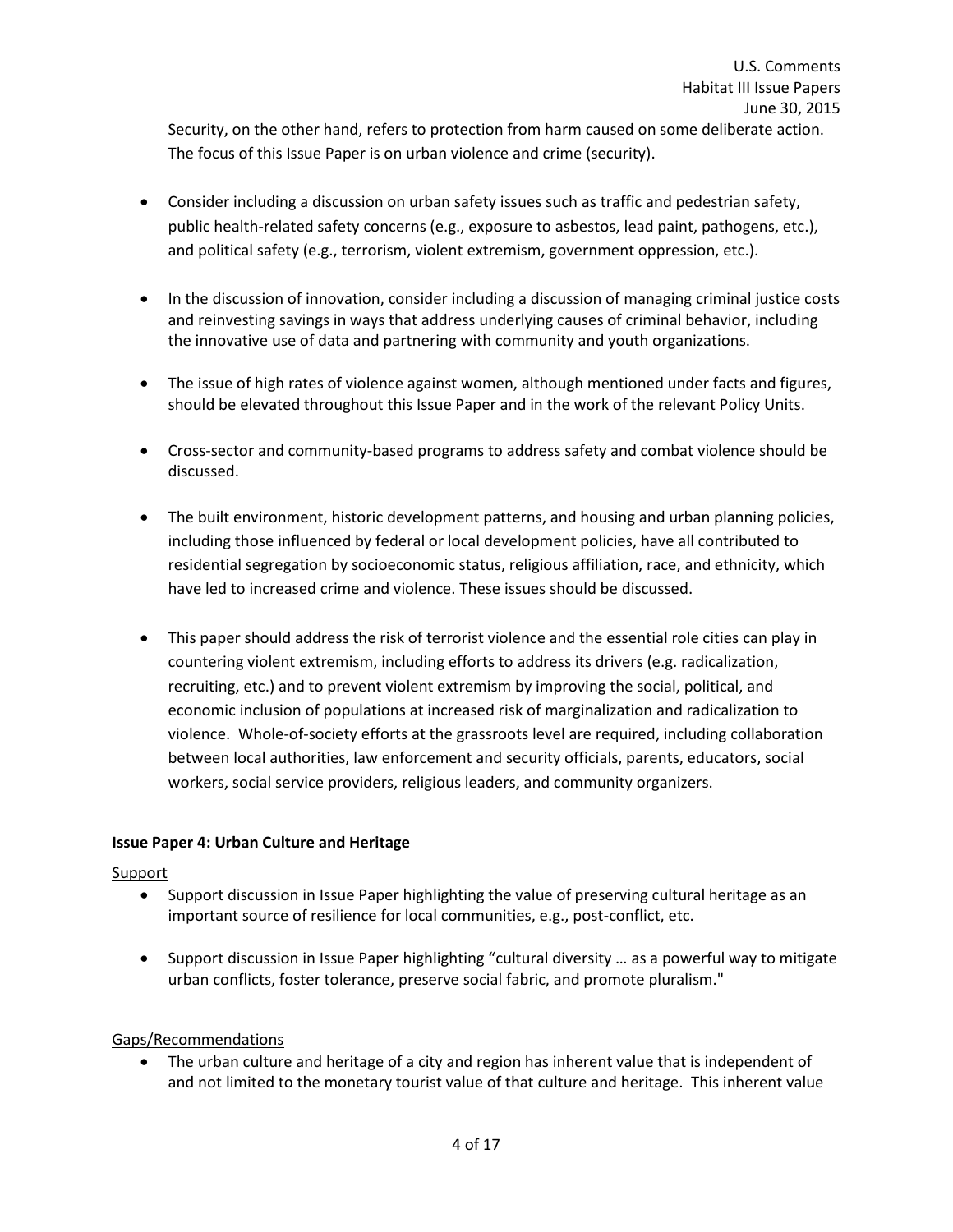Security, on the other hand, refers to protection from harm caused on some deliberate action. The focus of this Issue Paper is on urban violence and crime (security).

- Consider including a discussion on urban safety issues such as traffic and pedestrian safety, public health-related safety concerns (e.g., exposure to asbestos, lead paint, pathogens, etc.), and political safety (e.g., terrorism, violent extremism, government oppression, etc.).

- In the discussion of innovation, consider including a discussion of managing criminal justice costs and reinvesting savings in ways that address underlying causes of criminal behavior, including the innovative use of data and partnering with community and youth organizations.

- The issue of high rates of violence against women, although mentioned under facts and figures, should be elevated throughout this Issue Paper and in the work of the relevant Policy Units.

- Cross-sector and community-based programs to address safety and combat violence should be discussed.

- The built environment, historic development patterns, and housing and urban planning policies, including those influenced by federal or local development policies, have all contributed to residential segregation by socioeconomic status, religious affiliation, race, and ethnicity, which have led to increased crime and violence. These issues should be discussed.

- This paper should address the risk of terrorist violence and the essential role cities can play in countering violent extremism, including efforts to address its drivers (e.g. radicalization, recruiting, etc.) and to prevent violent extremism by improving the social, political, and economic inclusion of populations at increased risk of marginalization and radicalization to violence. Whole-of-society efforts at the grassroots level are required, including collaboration between local authorities, law enforcement and security officials, parents, educators, social workers, social service providers, religious leaders, and community organizers.

**Issue Paper 4: Urban Culture and Heritage**

Support

- Support discussion in Issue Paper highlighting the value of preserving cultural heritage as an important source of resilience for local communities, e.g., post-conflict, etc.

- Support discussion in Issue Paper highlighting "cultural diversity … as a powerful way to mitigate urban conflicts, foster tolerance, preserve social fabric, and promote pluralism."

Gaps/Recommendations

- The urban culture and heritage of a city and region has inherent value that is independent of and not limited to the monetary tourist value of that culture and heritage. This inherent value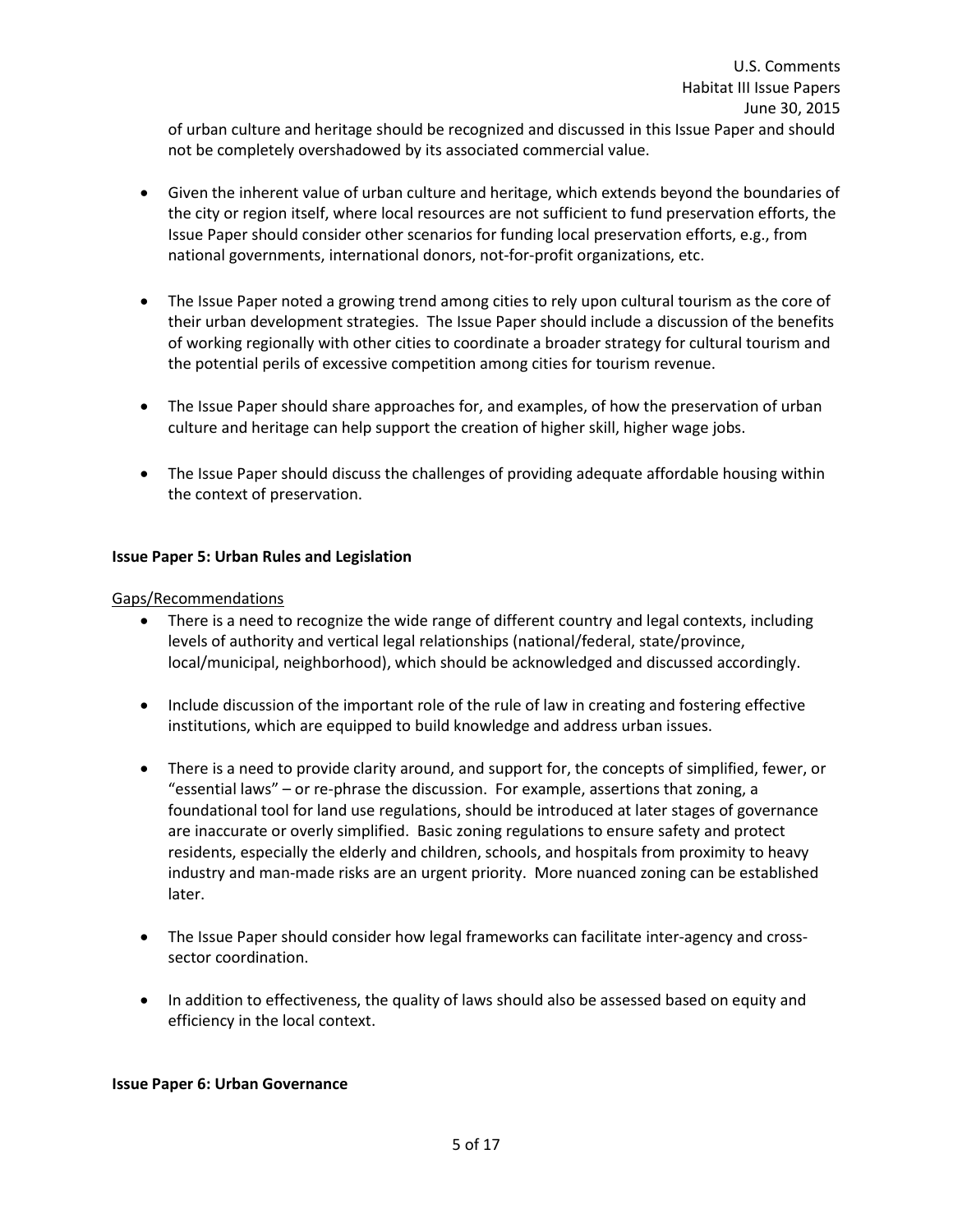of urban culture and heritage should be recognized and discussed in this Issue Paper and should not be completely overshadowed by its associated commercial value.

- Given the inherent value of urban culture and heritage, which extends beyond the boundaries of the city or region itself, where local resources are not sufficient to fund preservation efforts, the Issue Paper should consider other scenarios for funding local preservation efforts, e.g., from national governments, international donors, not-for-profit organizations, etc.

- The Issue Paper noted a growing trend among cities to rely upon cultural tourism as the core of their urban development strategies. The Issue Paper should include a discussion of the benefits of working regionally with other cities to coordinate a broader strategy for cultural tourism and the potential perils of excessive competition among cities for tourism revenue.

- The Issue Paper should share approaches for, and examples, of how the preservation of urban culture and heritage can help support the creation of higher skill, higher wage jobs.

- The Issue Paper should discuss the challenges of providing adequate affordable housing within the context of preservation.

**Issue Paper 5: Urban Rules and Legislation**

Gaps/Recommendations

- There is a need to recognize the wide range of different country and legal contexts, including levels of authority and vertical legal relationships (national/federal, state/province, local/municipal, neighborhood), which should be acknowledged and discussed accordingly.

- Include discussion of the important role of the rule of law in creating and fostering effective institutions, which are equipped to build knowledge and address urban issues.

- There is a need to provide clarity around, and support for, the concepts of simplified, fewer, or "essential laws" – or re-phrase the discussion. For example, assertions that zoning, a foundational tool for land use regulations, should be introduced at later stages of governance are inaccurate or overly simplified. Basic zoning regulations to ensure safety and protect residents, especially the elderly and children, schools, and hospitals from proximity to heavy industry and man-made risks are an urgent priority. More nuanced zoning can be established later.

- The Issue Paper should consider how legal frameworks can facilitate inter-agency and cross-sector coordination.

- In addition to effectiveness, the quality of laws should also be assessed based on equity and efficiency in the local context.

**Issue Paper 6: Urban Governance**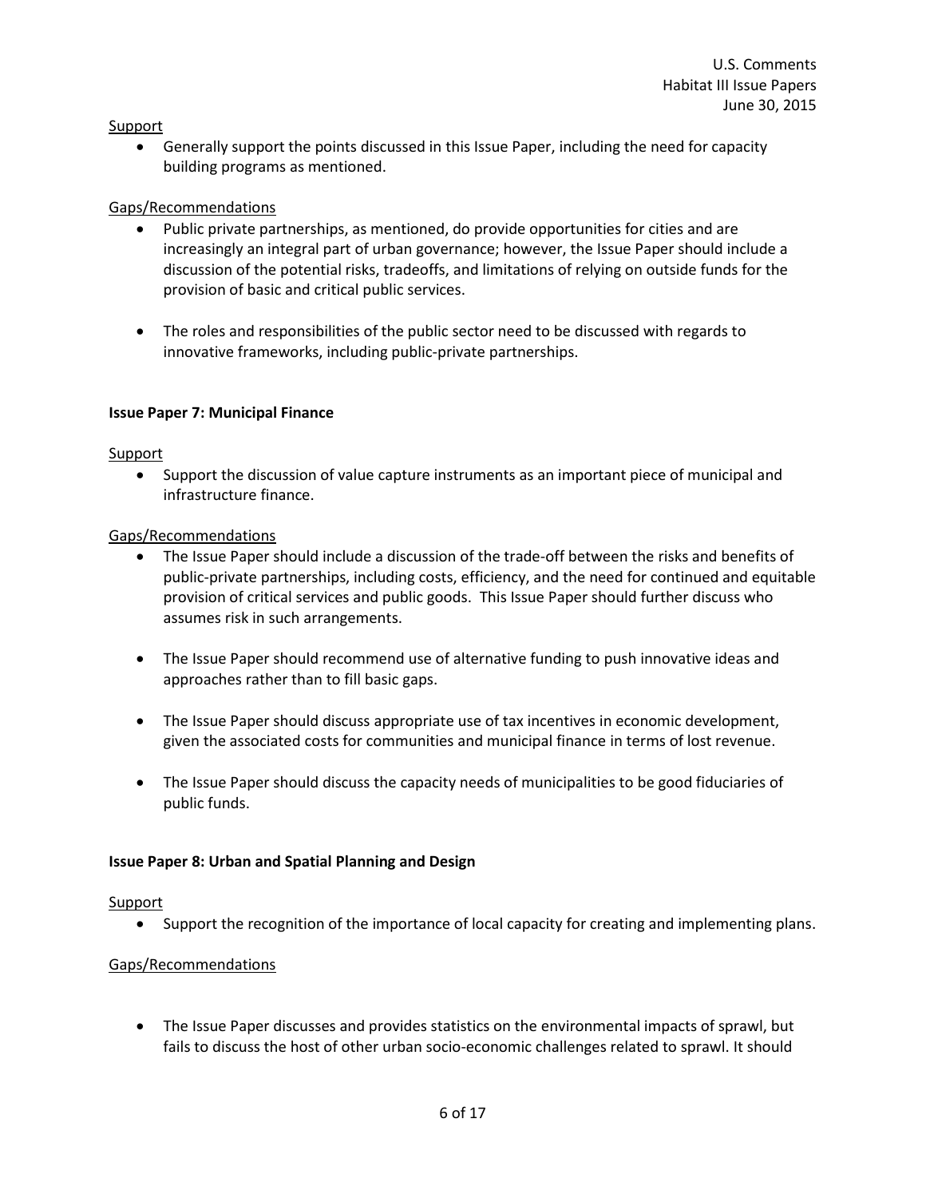Support

- Generally support the points discussed in this Issue Paper, including the need for capacity building programs as mentioned.

Gaps/Recommendations

- Public private partnerships, as mentioned, do provide opportunities for cities and are increasingly an integral part of urban governance; however, the Issue Paper should include a discussion of the potential risks, tradeoffs, and limitations of relying on outside funds for the provision of basic and critical public services.

- The roles and responsibilities of the public sector need to be discussed with regards to innovative frameworks, including public-private partnerships.

**Issue Paper 7: Municipal Finance**

Support

- Support the discussion of value capture instruments as an important piece of municipal and infrastructure finance.

Gaps/Recommendations

- The Issue Paper should include a discussion of the trade-off between the risks and benefits of public-private partnerships, including costs, efficiency, and the need for continued and equitable provision of critical services and public goods. This Issue Paper should further discuss who assumes risk in such arrangements.

- The Issue Paper should recommend use of alternative funding to push innovative ideas and approaches rather than to fill basic gaps.

- The Issue Paper should discuss appropriate use of tax incentives in economic development, given the associated costs for communities and municipal finance in terms of lost revenue.

- The Issue Paper should discuss the capacity needs of municipalities to be good fiduciaries of public funds.

**Issue Paper 8: Urban and Spatial Planning and Design**

Support

- Support the recognition of the importance of local capacity for creating and implementing plans.

Gaps/Recommendations

- The Issue Paper discusses and provides statistics on the environmental impacts of sprawl, but fails to discuss the host of other urban socio-economic challenges related to sprawl. It should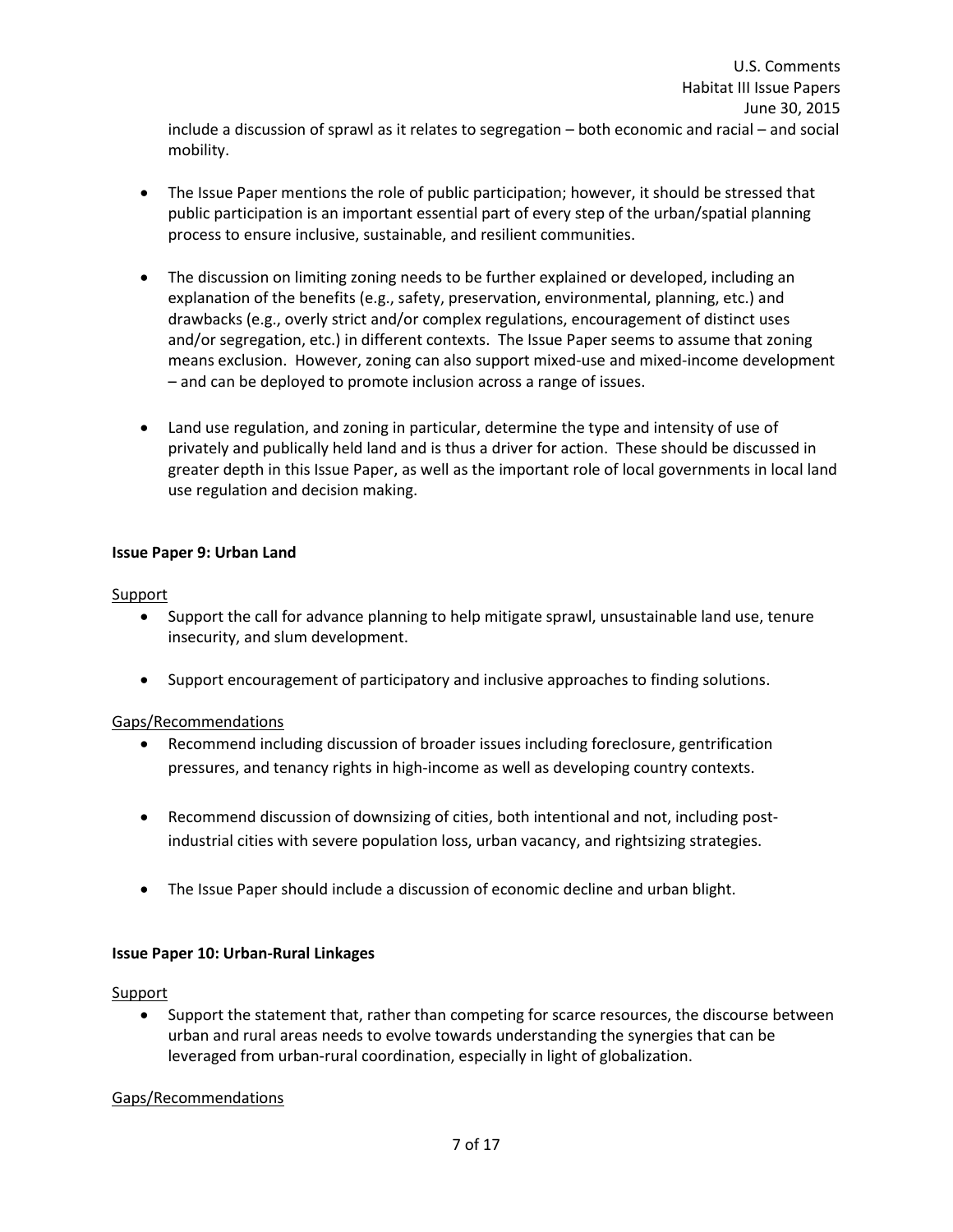include a discussion of sprawl as it relates to segregation – both economic and racial – and social mobility.

- The Issue Paper mentions the role of public participation; however, it should be stressed that public participation is an important essential part of every step of the urban/spatial planning process to ensure inclusive, sustainable, and resilient communities.

- The discussion on limiting zoning needs to be further explained or developed, including an explanation of the benefits (e.g., safety, preservation, environmental, planning, etc.) and drawbacks (e.g., overly strict and/or complex regulations, encouragement of distinct uses and/or segregation, etc.) in different contexts. The Issue Paper seems to assume that zoning means exclusion. However, zoning can also support mixed-use and mixed-income development – and can be deployed to promote inclusion across a range of issues.

- Land use regulation, and zoning in particular, determine the type and intensity of use of privately and publically held land and is thus a driver for action. These should be discussed in greater depth in this Issue Paper, as well as the important role of local governments in local land use regulation and decision making.

**Issue Paper 9: Urban Land**

Support

- Support the call for advance planning to help mitigate sprawl, unsustainable land use, tenure insecurity, and slum development.

- Support encouragement of participatory and inclusive approaches to finding solutions.

Gaps/Recommendations

- Recommend including discussion of broader issues including foreclosure, gentrification pressures, and tenancy rights in high-income as well as developing country contexts.

- Recommend discussion of downsizing of cities, both intentional and not, including post-industrial cities with severe population loss, urban vacancy, and rightsizing strategies.

- The Issue Paper should include a discussion of economic decline and urban blight.

**Issue Paper 10: Urban-Rural Linkages**

Support

- Support the statement that, rather than competing for scarce resources, the discourse between urban and rural areas needs to evolve towards understanding the synergies that can be leveraged from urban-rural coordination, especially in light of globalization.

Gaps/Recommendations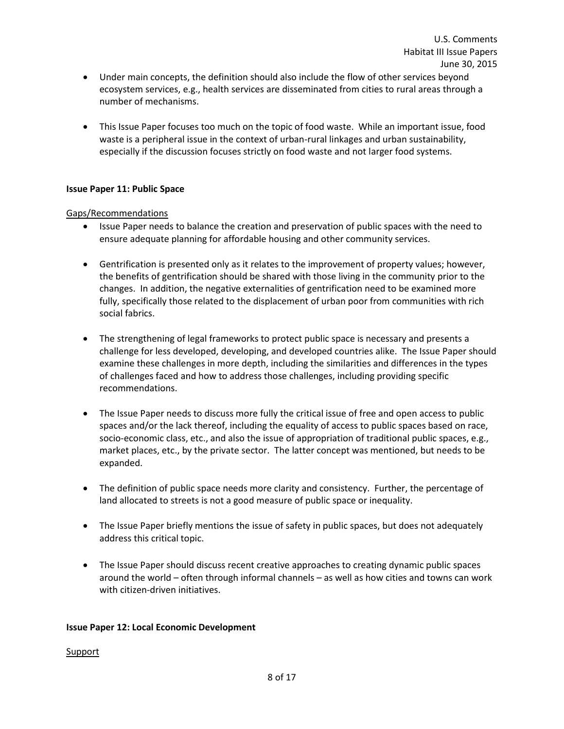- Under main concepts, the definition should also include the flow of other services beyond ecosystem services, e.g., health services are disseminated from cities to rural areas through a number of mechanisms.

- This Issue Paper focuses too much on the topic of food waste. While an important issue, food waste is a peripheral issue in the context of urban-rural linkages and urban sustainability, especially if the discussion focuses strictly on food waste and not larger food systems.

**Issue Paper 11: Public Space**

<u>Gaps/Recommendations</u>

- Issue Paper needs to balance the creation and preservation of public spaces with the need to ensure adequate planning for affordable housing and other community services.

- Gentrification is presented only as it relates to the improvement of property values; however, the benefits of gentrification should be shared with those living in the community prior to the changes. In addition, the negative externalities of gentrification need to be examined more fully, specifically those related to the displacement of urban poor from communities with rich social fabrics.

- The strengthening of legal frameworks to protect public space is necessary and presents a challenge for less developed, developing, and developed countries alike. The Issue Paper should examine these challenges in more depth, including the similarities and differences in the types of challenges faced and how to address those challenges, including providing specific recommendations.

- The Issue Paper needs to discuss more fully the critical issue of free and open access to public spaces and/or the lack thereof, including the equality of access to public spaces based on race, socio-economic class, etc., and also the issue of appropriation of traditional public spaces, e.g., market places, etc., by the private sector. The latter concept was mentioned, but needs to be expanded.

- The definition of public space needs more clarity and consistency. Further, the percentage of land allocated to streets is not a good measure of public space or inequality.

- The Issue Paper briefly mentions the issue of safety in public spaces, but does not adequately address this critical topic.

- The Issue Paper should discuss recent creative approaches to creating dynamic public spaces around the world – often through informal channels – as well as how cities and towns can work with citizen-driven initiatives.

**Issue Paper 12: Local Economic Development**

<u>Support</u>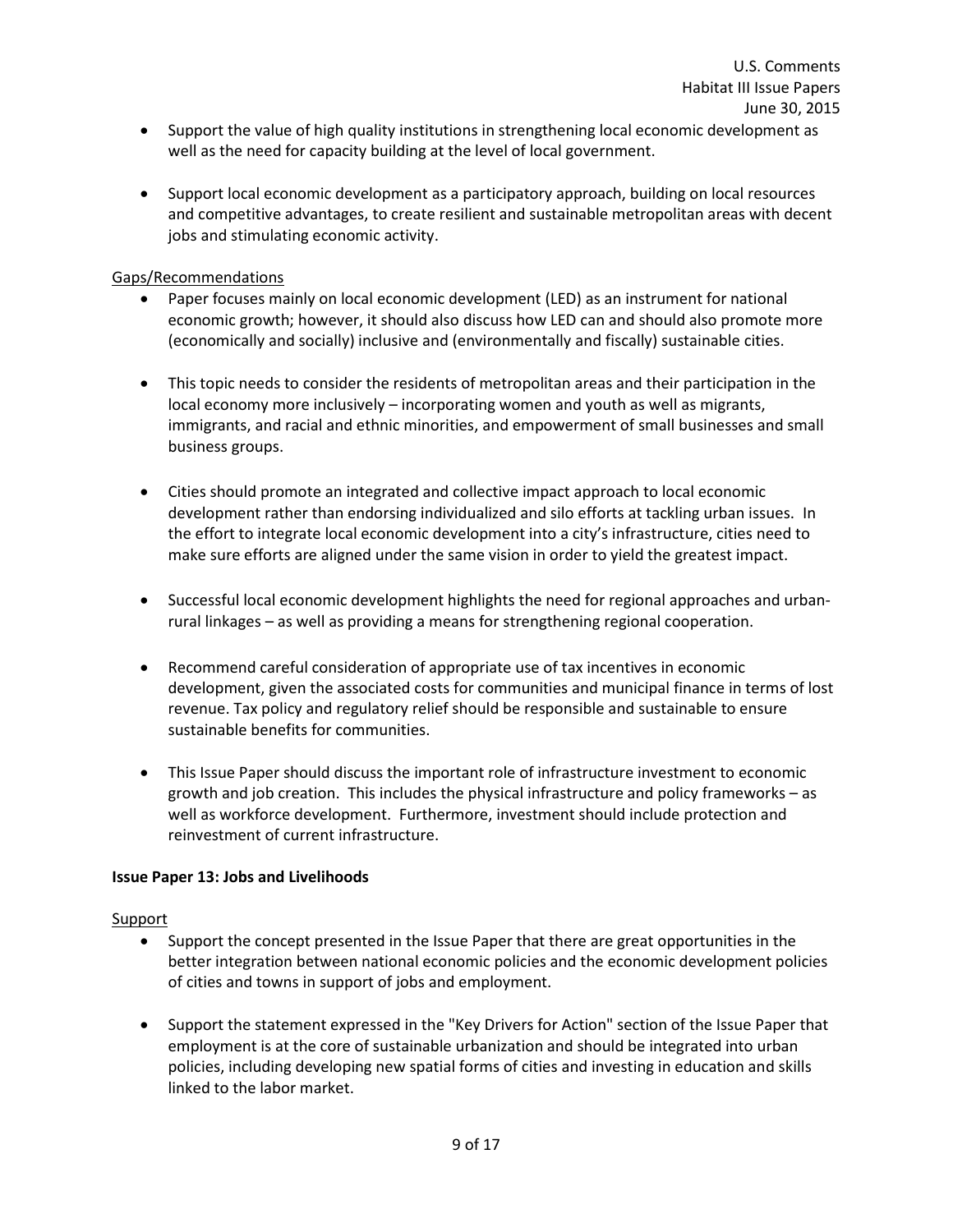- Support the value of high quality institutions in strengthening local economic development as well as the need for capacity building at the level of local government.

- Support local economic development as a participatory approach, building on local resources and competitive advantages, to create resilient and sustainable metropolitan areas with decent jobs and stimulating economic activity.

Gaps/Recommendations

- Paper focuses mainly on local economic development (LED) as an instrument for national economic growth; however, it should also discuss how LED can and should also promote more (economically and socially) inclusive and (environmentally and fiscally) sustainable cities.

- This topic needs to consider the residents of metropolitan areas and their participation in the local economy more inclusively – incorporating women and youth as well as migrants, immigrants, and racial and ethnic minorities, and empowerment of small businesses and small business groups.

- Cities should promote an integrated and collective impact approach to local economic development rather than endorsing individualized and silo efforts at tackling urban issues. In the effort to integrate local economic development into a city's infrastructure, cities need to make sure efforts are aligned under the same vision in order to yield the greatest impact.

- Successful local economic development highlights the need for regional approaches and urban-rural linkages – as well as providing a means for strengthening regional cooperation.

- Recommend careful consideration of appropriate use of tax incentives in economic development, given the associated costs for communities and municipal finance in terms of lost revenue. Tax policy and regulatory relief should be responsible and sustainable to ensure sustainable benefits for communities.

- This Issue Paper should discuss the important role of infrastructure investment to economic growth and job creation. This includes the physical infrastructure and policy frameworks – as well as workforce development. Furthermore, investment should include protection and reinvestment of current infrastructure.

**Issue Paper 13: Jobs and Livelihoods**

Support

- Support the concept presented in the Issue Paper that there are great opportunities in the better integration between national economic policies and the economic development policies of cities and towns in support of jobs and employment.

- Support the statement expressed in the "Key Drivers for Action" section of the Issue Paper that employment is at the core of sustainable urbanization and should be integrated into urban policies, including developing new spatial forms of cities and investing in education and skills linked to the labor market.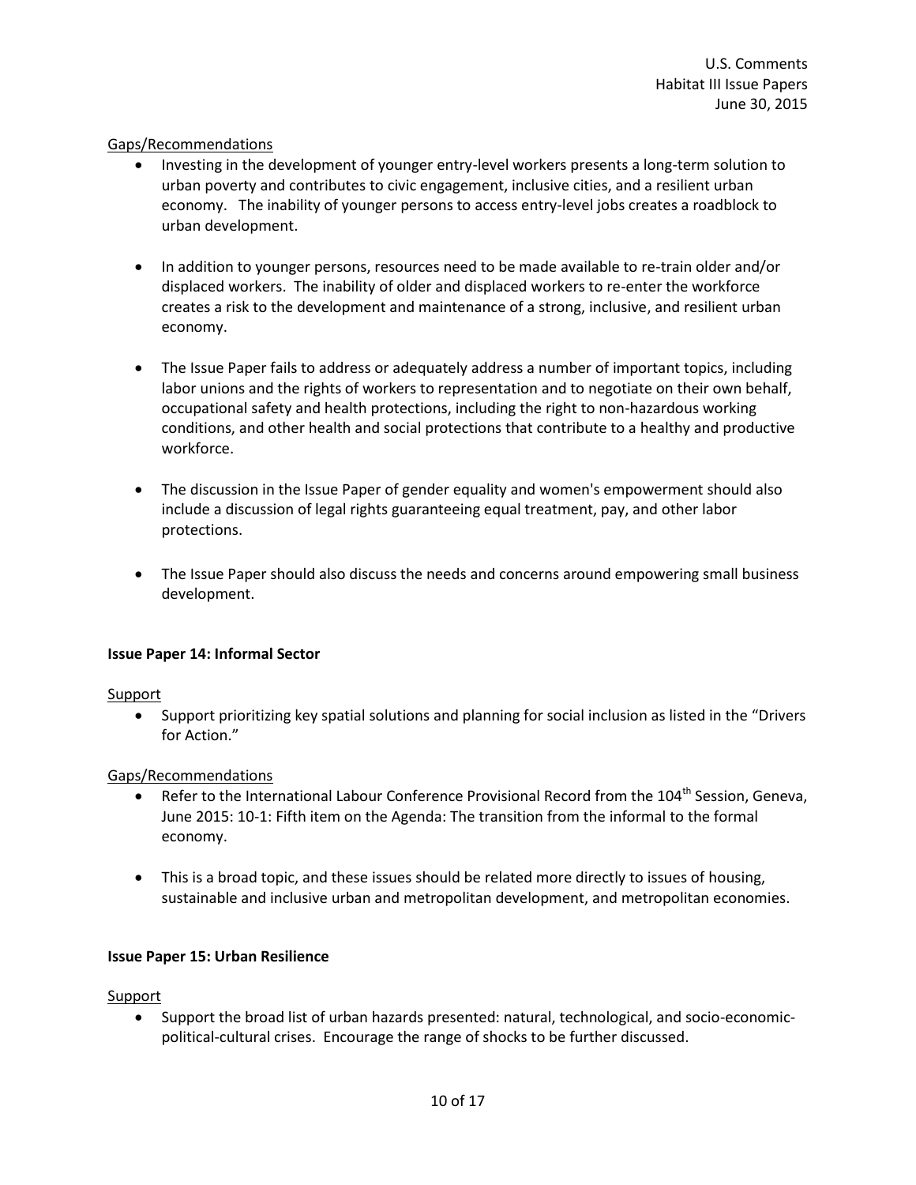Gaps/Recommendations

- Investing in the development of younger entry-level workers presents a long-term solution to urban poverty and contributes to civic engagement, inclusive cities, and a resilient urban economy. The inability of younger persons to access entry-level jobs creates a roadblock to urban development.

- In addition to younger persons, resources need to be made available to re-train older and/or displaced workers. The inability of older and displaced workers to re-enter the workforce creates a risk to the development and maintenance of a strong, inclusive, and resilient urban economy.

- The Issue Paper fails to address or adequately address a number of important topics, including labor unions and the rights of workers to representation and to negotiate on their own behalf, occupational safety and health protections, including the right to non-hazardous working conditions, and other health and social protections that contribute to a healthy and productive workforce.

- The discussion in the Issue Paper of gender equality and women's empowerment should also include a discussion of legal rights guaranteeing equal treatment, pay, and other labor protections.

- The Issue Paper should also discuss the needs and concerns around empowering small business development.

**Issue Paper 14: Informal Sector**

Support

- Support prioritizing key spatial solutions and planning for social inclusion as listed in the "Drivers for Action."

Gaps/Recommendations

- Refer to the International Labour Conference Provisional Record from the 104th Session, Geneva, June 2015: 10-1: Fifth item on the Agenda: The transition from the informal to the formal economy.

- This is a broad topic, and these issues should be related more directly to issues of housing, sustainable and inclusive urban and metropolitan development, and metropolitan economies.

**Issue Paper 15: Urban Resilience**

Support

- Support the broad list of urban hazards presented: natural, technological, and socio-economic-political-cultural crises. Encourage the range of shocks to be further discussed.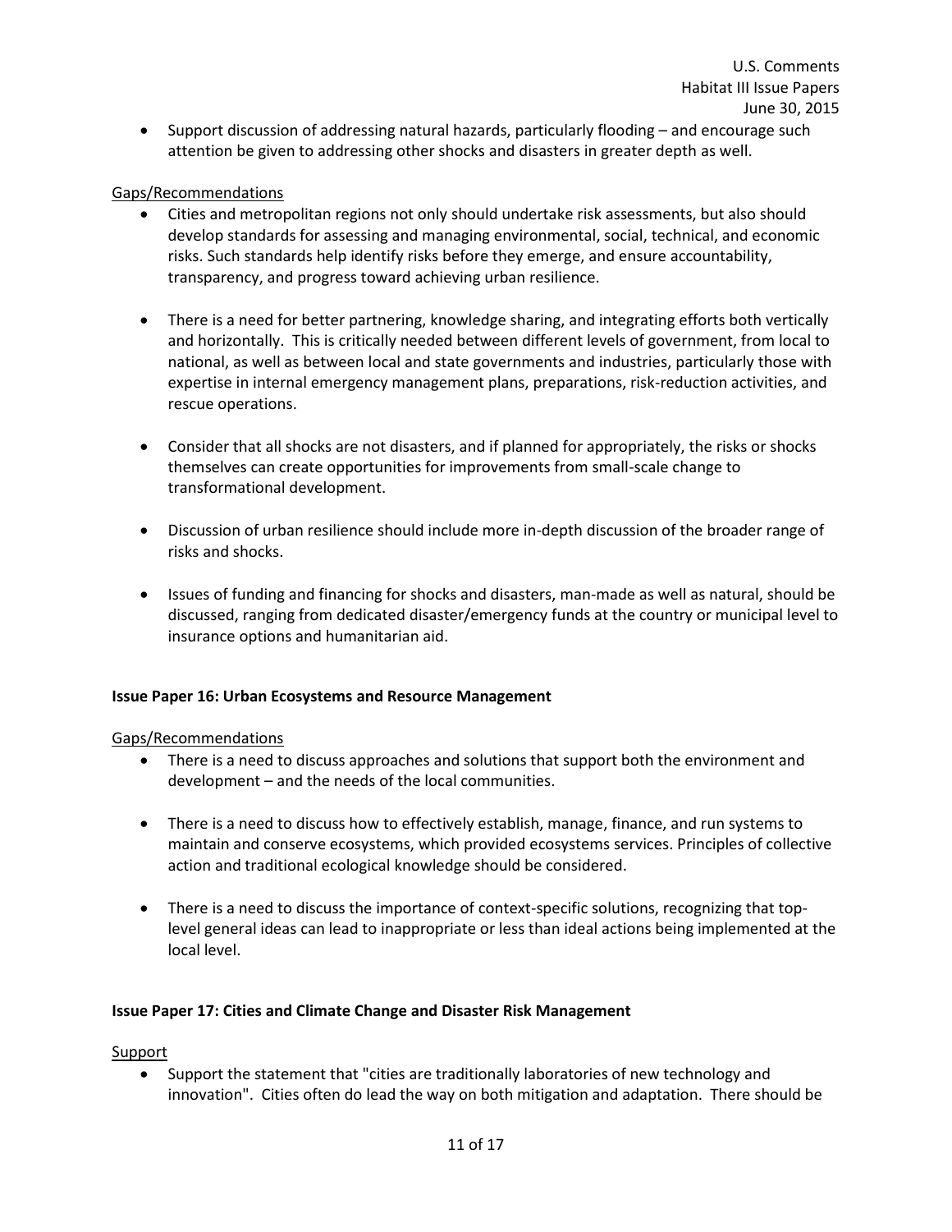- Support discussion of addressing natural hazards, particularly flooding – and encourage such attention be given to addressing other shocks and disasters in greater depth as well.

Gaps/Recommendations

- Cities and metropolitan regions not only should undertake risk assessments, but also should develop standards for assessing and managing environmental, social, technical, and economic risks. Such standards help identify risks before they emerge, and ensure accountability, transparency, and progress toward achieving urban resilience.

- There is a need for better partnering, knowledge sharing, and integrating efforts both vertically and horizontally. This is critically needed between different levels of government, from local to national, as well as between local and state governments and industries, particularly those with expertise in internal emergency management plans, preparations, risk-reduction activities, and rescue operations.

- Consider that all shocks are not disasters, and if planned for appropriately, the risks or shocks themselves can create opportunities for improvements from small-scale change to transformational development.

- Discussion of urban resilience should include more in-depth discussion of the broader range of risks and shocks.

- Issues of funding and financing for shocks and disasters, man-made as well as natural, should be discussed, ranging from dedicated disaster/emergency funds at the country or municipal level to insurance options and humanitarian aid.

**Issue Paper 16: Urban Ecosystems and Resource Management**

Gaps/Recommendations

- There is a need to discuss approaches and solutions that support both the environment and development – and the needs of the local communities.

- There is a need to discuss how to effectively establish, manage, finance, and run systems to maintain and conserve ecosystems, which provided ecosystems services. Principles of collective action and traditional ecological knowledge should be considered.

- There is a need to discuss the importance of context-specific solutions, recognizing that top-level general ideas can lead to inappropriate or less than ideal actions being implemented at the local level.

**Issue Paper 17: Cities and Climate Change and Disaster Risk Management**

Support

- Support the statement that "cities are traditionally laboratories of new technology and innovation". Cities often do lead the way on both mitigation and adaptation. There should be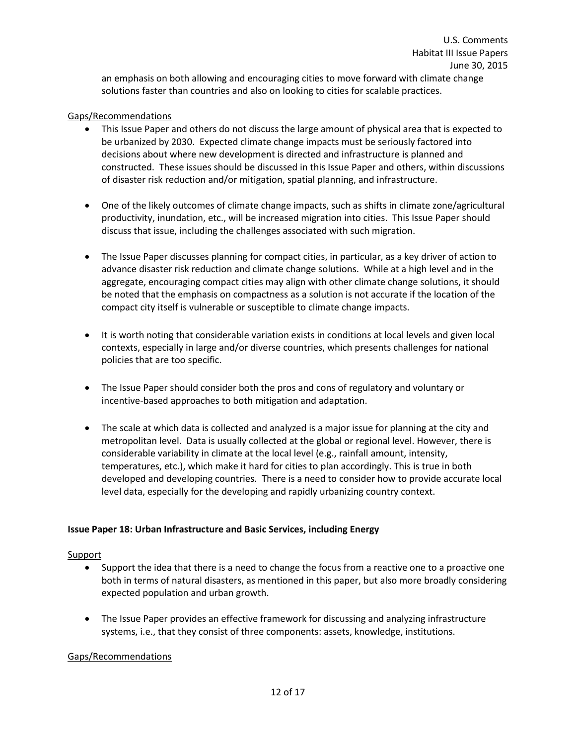an emphasis on both allowing and encouraging cities to move forward with climate change solutions faster than countries and also on looking to cities for scalable practices.

Gaps/Recommendations

- This Issue Paper and others do not discuss the large amount of physical area that is expected to be urbanized by 2030. Expected climate change impacts must be seriously factored into decisions about where new development is directed and infrastructure is planned and constructed. These issues should be discussed in this Issue Paper and others, within discussions of disaster risk reduction and/or mitigation, spatial planning, and infrastructure.

- One of the likely outcomes of climate change impacts, such as shifts in climate zone/agricultural productivity, inundation, etc., will be increased migration into cities. This Issue Paper should discuss that issue, including the challenges associated with such migration.

- The Issue Paper discusses planning for compact cities, in particular, as a key driver of action to advance disaster risk reduction and climate change solutions. While at a high level and in the aggregate, encouraging compact cities may align with other climate change solutions, it should be noted that the emphasis on compactness as a solution is not accurate if the location of the compact city itself is vulnerable or susceptible to climate change impacts.

- It is worth noting that considerable variation exists in conditions at local levels and given local contexts, especially in large and/or diverse countries, which presents challenges for national policies that are too specific.

- The Issue Paper should consider both the pros and cons of regulatory and voluntary or incentive-based approaches to both mitigation and adaptation.

- The scale at which data is collected and analyzed is a major issue for planning at the city and metropolitan level. Data is usually collected at the global or regional level. However, there is considerable variability in climate at the local level (e.g., rainfall amount, intensity, temperatures, etc.), which make it hard for cities to plan accordingly. This is true in both developed and developing countries. There is a need to consider how to provide accurate local level data, especially for the developing and rapidly urbanizing country context.

**Issue Paper 18: Urban Infrastructure and Basic Services, including Energy**

Support

- Support the idea that there is a need to change the focus from a reactive one to a proactive one both in terms of natural disasters, as mentioned in this paper, but also more broadly considering expected population and urban growth.

- The Issue Paper provides an effective framework for discussing and analyzing infrastructure systems, i.e., that they consist of three components: assets, knowledge, institutions.

Gaps/Recommendations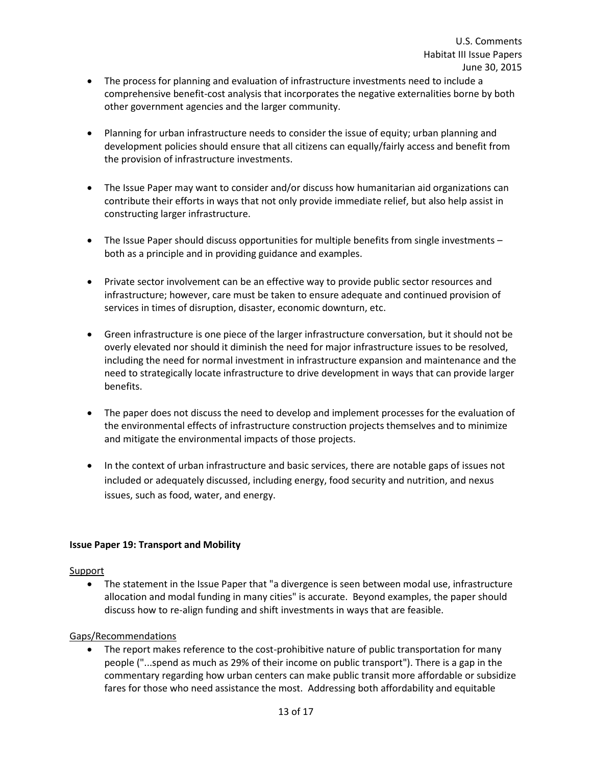- The process for planning and evaluation of infrastructure investments need to include a comprehensive benefit-cost analysis that incorporates the negative externalities borne by both other government agencies and the larger community.

- Planning for urban infrastructure needs to consider the issue of equity; urban planning and development policies should ensure that all citizens can equally/fairly access and benefit from the provision of infrastructure investments.

- The Issue Paper may want to consider and/or discuss how humanitarian aid organizations can contribute their efforts in ways that not only provide immediate relief, but also help assist in constructing larger infrastructure.

- The Issue Paper should discuss opportunities for multiple benefits from single investments – both as a principle and in providing guidance and examples.

- Private sector involvement can be an effective way to provide public sector resources and infrastructure; however, care must be taken to ensure adequate and continued provision of services in times of disruption, disaster, economic downturn, etc.

- Green infrastructure is one piece of the larger infrastructure conversation, but it should not be overly elevated nor should it diminish the need for major infrastructure issues to be resolved, including the need for normal investment in infrastructure expansion and maintenance and the need to strategically locate infrastructure to drive development in ways that can provide larger benefits.

- The paper does not discuss the need to develop and implement processes for the evaluation of the environmental effects of infrastructure construction projects themselves and to minimize and mitigate the environmental impacts of those projects.

- In the context of urban infrastructure and basic services, there are notable gaps of issues not included or adequately discussed, including energy, food security and nutrition, and nexus issues, such as food, water, and energy.

**Issue Paper 19: Transport and Mobility**

Support

- The statement in the Issue Paper that "a divergence is seen between modal use, infrastructure allocation and modal funding in many cities" is accurate. Beyond examples, the paper should discuss how to re-align funding and shift investments in ways that are feasible.

Gaps/Recommendations

- The report makes reference to the cost-prohibitive nature of public transportation for many people ("...spend as much as 29% of their income on public transport"). There is a gap in the commentary regarding how urban centers can make public transit more affordable or subsidize fares for those who need assistance the most. Addressing both affordability and equitable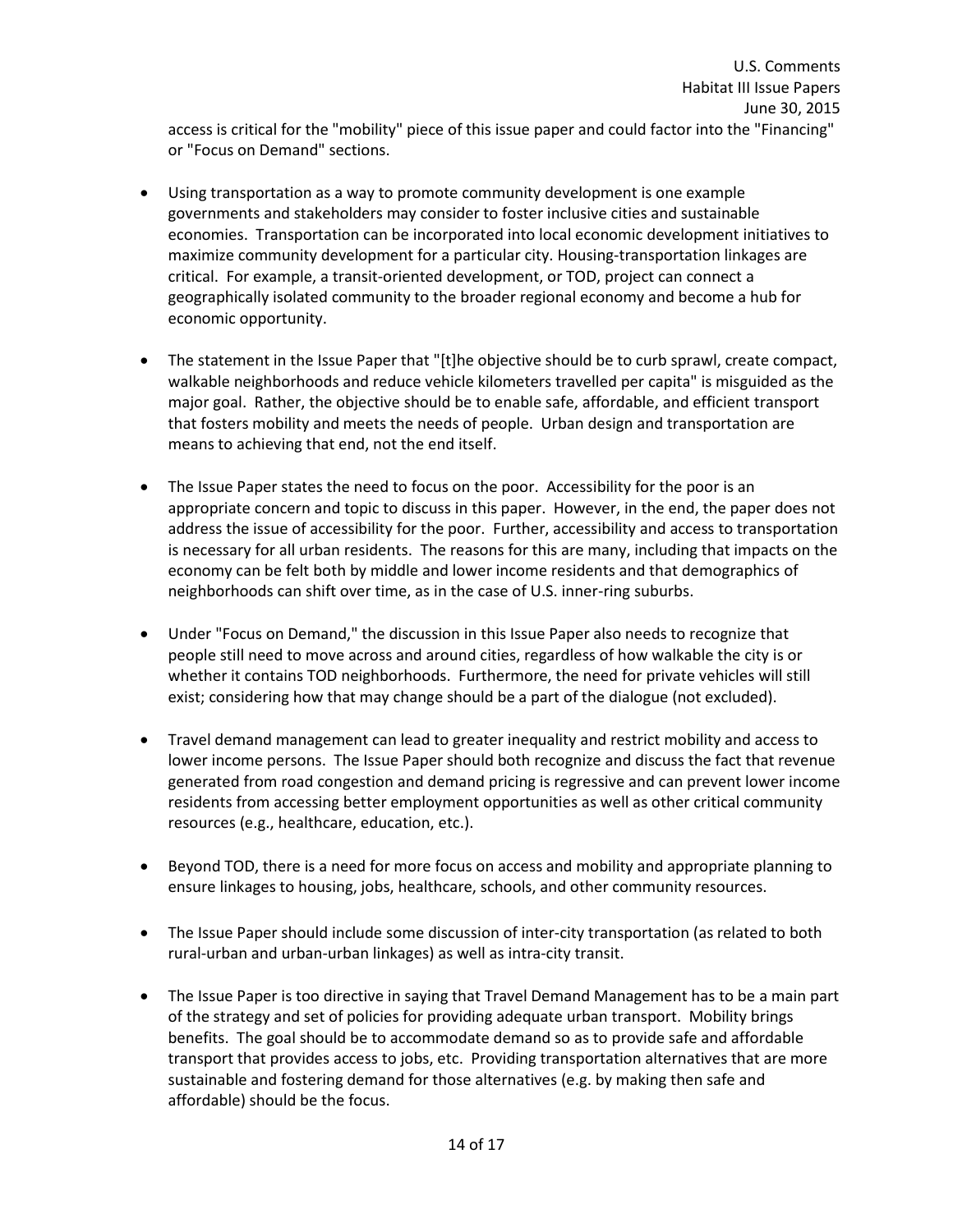access is critical for the "mobility" piece of this issue paper and could factor into the "Financing" or "Focus on Demand" sections.

- Using transportation as a way to promote community development is one example governments and stakeholders may consider to foster inclusive cities and sustainable economies. Transportation can be incorporated into local economic development initiatives to maximize community development for a particular city. Housing-transportation linkages are critical. For example, a transit-oriented development, or TOD, project can connect a geographically isolated community to the broader regional economy and become a hub for economic opportunity.

- The statement in the Issue Paper that "[t]he objective should be to curb sprawl, create compact, walkable neighborhoods and reduce vehicle kilometers travelled per capita" is misguided as the major goal. Rather, the objective should be to enable safe, affordable, and efficient transport that fosters mobility and meets the needs of people. Urban design and transportation are means to achieving that end, not the end itself.

- The Issue Paper states the need to focus on the poor. Accessibility for the poor is an appropriate concern and topic to discuss in this paper. However, in the end, the paper does not address the issue of accessibility for the poor. Further, accessibility and access to transportation is necessary for all urban residents. The reasons for this are many, including that impacts on the economy can be felt both by middle and lower income residents and that demographics of neighborhoods can shift over time, as in the case of U.S. inner-ring suburbs.

- Under "Focus on Demand," the discussion in this Issue Paper also needs to recognize that people still need to move across and around cities, regardless of how walkable the city is or whether it contains TOD neighborhoods. Furthermore, the need for private vehicles will still exist; considering how that may change should be a part of the dialogue (not excluded).

- Travel demand management can lead to greater inequality and restrict mobility and access to lower income persons. The Issue Paper should both recognize and discuss the fact that revenue generated from road congestion and demand pricing is regressive and can prevent lower income residents from accessing better employment opportunities as well as other critical community resources (e.g., healthcare, education, etc.).

- Beyond TOD, there is a need for more focus on access and mobility and appropriate planning to ensure linkages to housing, jobs, healthcare, schools, and other community resources.

- The Issue Paper should include some discussion of inter-city transportation (as related to both rural-urban and urban-urban linkages) as well as intra-city transit.

- The Issue Paper is too directive in saying that Travel Demand Management has to be a main part of the strategy and set of policies for providing adequate urban transport. Mobility brings benefits. The goal should be to accommodate demand so as to provide safe and affordable transport that provides access to jobs, etc. Providing transportation alternatives that are more sustainable and fostering demand for those alternatives (e.g. by making then safe and affordable) should be the focus.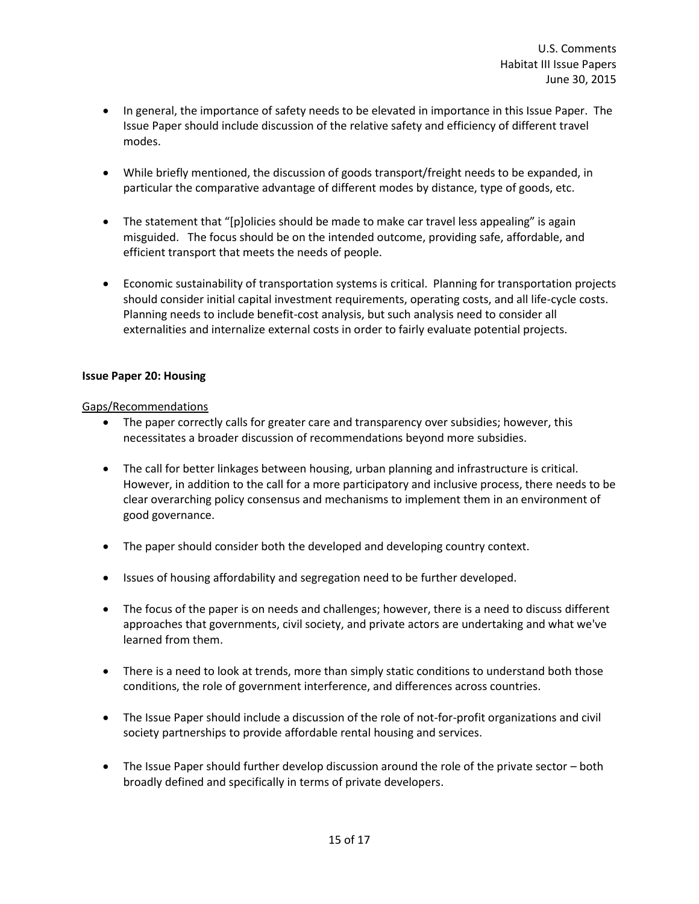- In general, the importance of safety needs to be elevated in importance in this Issue Paper. The Issue Paper should include discussion of the relative safety and efficiency of different travel modes.

- While briefly mentioned, the discussion of goods transport/freight needs to be expanded, in particular the comparative advantage of different modes by distance, type of goods, etc.

- The statement that "[p]olicies should be made to make car travel less appealing" is again misguided. The focus should be on the intended outcome, providing safe, affordable, and efficient transport that meets the needs of people.

- Economic sustainability of transportation systems is critical. Planning for transportation projects should consider initial capital investment requirements, operating costs, and all life-cycle costs. Planning needs to include benefit-cost analysis, but such analysis need to consider all externalities and internalize external costs in order to fairly evaluate potential projects.

**Issue Paper 20: Housing**

<u>Gaps/Recommendations</u>

- The paper correctly calls for greater care and transparency over subsidies; however, this necessitates a broader discussion of recommendations beyond more subsidies.

- The call for better linkages between housing, urban planning and infrastructure is critical. However, in addition to the call for a more participatory and inclusive process, there needs to be clear overarching policy consensus and mechanisms to implement them in an environment of good governance.

- The paper should consider both the developed and developing country context.

- Issues of housing affordability and segregation need to be further developed.

- The focus of the paper is on needs and challenges; however, there is a need to discuss different approaches that governments, civil society, and private actors are undertaking and what we've learned from them.

- There is a need to look at trends, more than simply static conditions to understand both those conditions, the role of government interference, and differences across countries.

- The Issue Paper should include a discussion of the role of not-for-profit organizations and civil society partnerships to provide affordable rental housing and services.

- The Issue Paper should further develop discussion around the role of the private sector – both broadly defined and specifically in terms of private developers.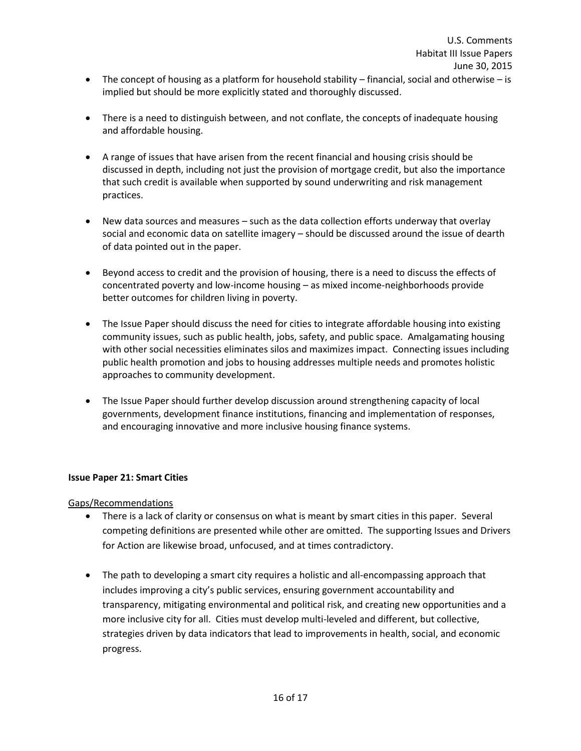- The concept of housing as a platform for household stability – financial, social and otherwise – is implied but should be more explicitly stated and thoroughly discussed.

- There is a need to distinguish between, and not conflate, the concepts of inadequate housing and affordable housing.

- A range of issues that have arisen from the recent financial and housing crisis should be discussed in depth, including not just the provision of mortgage credit, but also the importance that such credit is available when supported by sound underwriting and risk management practices.

- New data sources and measures – such as the data collection efforts underway that overlay social and economic data on satellite imagery – should be discussed around the issue of dearth of data pointed out in the paper.

- Beyond access to credit and the provision of housing, there is a need to discuss the effects of concentrated poverty and low-income housing – as mixed income-neighborhoods provide better outcomes for children living in poverty.

- The Issue Paper should discuss the need for cities to integrate affordable housing into existing community issues, such as public health, jobs, safety, and public space. Amalgamating housing with other social necessities eliminates silos and maximizes impact. Connecting issues including public health promotion and jobs to housing addresses multiple needs and promotes holistic approaches to community development.

- The Issue Paper should further develop discussion around strengthening capacity of local governments, development finance institutions, financing and implementation of responses, and encouraging innovative and more inclusive housing finance systems.

**Issue Paper 21: Smart Cities**

Gaps/Recommendations

- There is a lack of clarity or consensus on what is meant by smart cities in this paper. Several competing definitions are presented while other are omitted. The supporting Issues and Drivers for Action are likewise broad, unfocused, and at times contradictory.

- The path to developing a smart city requires a holistic and all-encompassing approach that includes improving a city's public services, ensuring government accountability and transparency, mitigating environmental and political risk, and creating new opportunities and a more inclusive city for all. Cities must develop multi-leveled and different, but collective, strategies driven by data indicators that lead to improvements in health, social, and economic progress.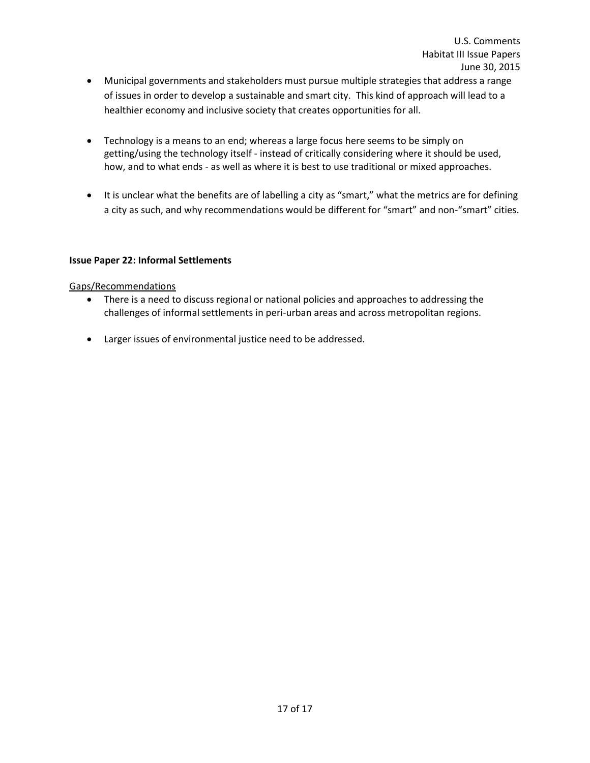- Municipal governments and stakeholders must pursue multiple strategies that address a range of issues in order to develop a sustainable and smart city. This kind of approach will lead to a healthier economy and inclusive society that creates opportunities for all.

- Technology is a means to an end; whereas a large focus here seems to be simply on getting/using the technology itself - instead of critically considering where it should be used, how, and to what ends - as well as where it is best to use traditional or mixed approaches.

- It is unclear what the benefits are of labelling a city as "smart," what the metrics are for defining a city as such, and why recommendations would be different for "smart" and non-"smart" cities.

**Issue Paper 22: Informal Settlements**

<u>Gaps/Recommendations</u>

- There is a need to discuss regional or national policies and approaches to addressing the challenges of informal settlements in peri-urban areas and across metropolitan regions.

- Larger issues of environmental justice need to be addressed.